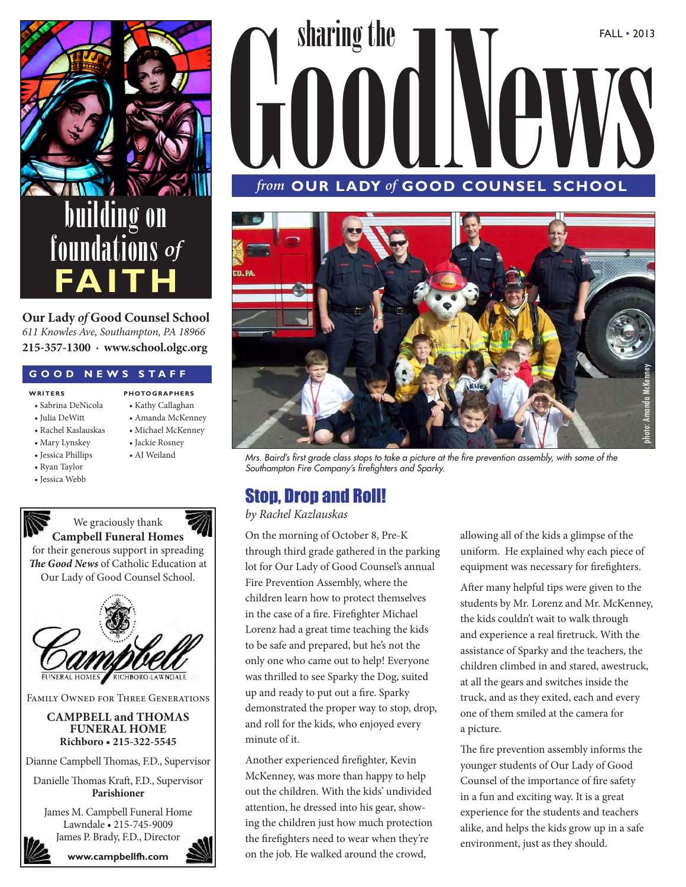# sharing the GoodNews

FALL • 2013

*from* **OUR LADY *of* GOOD COUNSEL SCHOOL**

## building on foundations *of* FAITH

**Our Lady *of* Good Counsel School**
*611 Knowles Ave, Southampton, PA 18966*
**215-357-1300 · www.school.olgc.org**

### GOOD NEWS STAFF

**WRITERS**

- Sabrina DeNicola
- Julia DeWitt
- Rachel Kaslauskas
- Mary Lynskey
- Jessica Phillips
- Ryan Taylor
- Jessica Webb

**PHOTOGRAPHERS**

- Kathy Callaghan
- Amanda McKenney
- Michael McKenney
- Jackie Rosney
- AJ Weiland

We graciously thank **Campbell Funeral Homes** for their generous support in spreading ***The Good News*** of Catholic Education at Our Lady of Good Counsel School.

Campbell FUNERAL HOMES RICHBORO-LAWNDALE

FAMILY OWNED FOR THREE GENERATIONS

**CAMPBELL and THOMAS FUNERAL HOME**
**Richboro • 215-322-5545**

Dianne Campbell Thomas, F.D., Supervisor

Danielle Thomas Kraft, F.D., Supervisor
**Parishioner**

James M. Campbell Funeral Home
Lawndale • 215-745-9009
James P. Brady, F.D., Director

**www.campbellfh.com**

photo: Amanda McKenney

*Mrs. Baird's first grade class stops to take a picture at the fire prevention assembly, with some of the Southampton Fire Company's firefighters and Sparky.*

## Stop, Drop and Roll!

*by Rachel Kazlauskas*

On the morning of October 8, Pre-K through third grade gathered in the parking lot for Our Lady of Good Counsel's annual Fire Prevention Assembly, where the children learn how to protect themselves in the case of a fire. Firefighter Michael Lorenz had a great time teaching the kids to be safe and prepared, but he's not the only one who came out to help! Everyone was thrilled to see Sparky the Dog, suited up and ready to put out a fire. Sparky demonstrated the proper way to stop, drop, and roll for the kids, who enjoyed every minute of it.

Another experienced firefighter, Kevin McKenney, was more than happy to help out the children. With the kids' undivided attention, he dressed into his gear, showing the children just how much protection the firefighters need to wear when they're on the job. He walked around the crowd, allowing all of the kids a glimpse of the uniform. He explained why each piece of equipment was necessary for firefighters.

After many helpful tips were given to the students by Mr. Lorenz and Mr. McKenney, the kids couldn't wait to walk through and experience a real firetruck. With the assistance of Sparky and the teachers, the children climbed in and stared, awestruck, at all the gears and switches inside the truck, and as they exited, each and every one of them smiled at the camera for a picture.

The fire prevention assembly informs the younger students of Our Lady of Good Counsel of the importance of fire safety in a fun and exciting way. It is a great experience for the students and teachers alike, and helps the kids grow up in a safe environment, just as they should.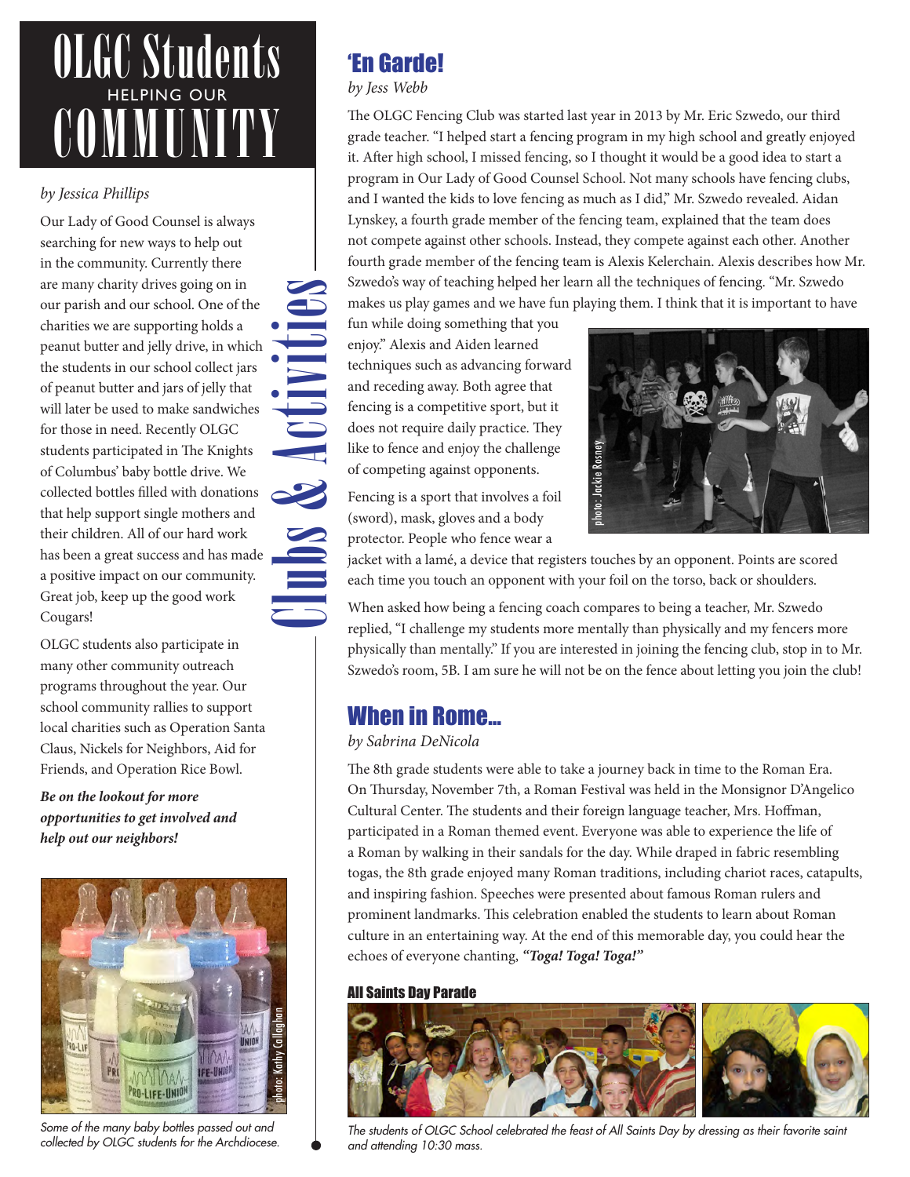# OLGC Students HELPING OUR COMMUNITY

*by Jessica Phillips*

Our Lady of Good Counsel is always searching for new ways to help out in the community. Currently there are many charity drives going on in our parish and our school. One of the charities we are supporting holds a peanut butter and jelly drive, in which the students in our school collect jars of peanut butter and jars of jelly that will later be used to make sandwiches for those in need. Recently OLGC students participated in The Knights of Columbus' baby bottle drive. We collected bottles filled with donations that help support single mothers and their children. All of our hard work has been a great success and has made a positive impact on our community. Great job, keep up the good work Cougars!

OLGC students also participate in many other community outreach programs throughout the year. Our school community rallies to support local charities such as Operation Santa Claus, Nickels for Neighbors, Aid for Friends, and Operation Rice Bowl.

***Be on the lookout for more opportunities to get involved and help out our neighbors!***

photo: Kathy Callaghan

*Some of the many baby bottles passed out and collected by OLGC students for the Archdiocese.*

# Clubs & Activities

## 'En Garde!

*by Jess Webb*

The OLGC Fencing Club was started last year in 2013 by Mr. Eric Szwedo, our third grade teacher. "I helped start a fencing program in my high school and greatly enjoyed it. After high school, I missed fencing, so I thought it would be a good idea to start a program in Our Lady of Good Counsel School. Not many schools have fencing clubs, and I wanted the kids to love fencing as much as I did," Mr. Szwedo revealed. Aidan Lynskey, a fourth grade member of the fencing team, explained that the team does not compete against other schools. Instead, they compete against each other. Another fourth grade member of the fencing team is Alexis Kelerchain. Alexis describes how Mr. Szwedo's way of teaching helped her learn all the techniques of fencing. "Mr. Szwedo makes us play games and we have fun playing them. I think that it is important to have fun while doing something that you enjoy." Alexis and Aiden learned techniques such as advancing forward and receding away. Both agree that fencing is a competitive sport, but it does not require daily practice. They like to fence and enjoy the challenge of competing against opponents.

photo: Jackie Rosney

Fencing is a sport that involves a foil (sword), mask, gloves and a body protector. People who fence wear a jacket with a lamé, a device that registers touches by an opponent. Points are scored each time you touch an opponent with your foil on the torso, back or shoulders.

When asked how being a fencing coach compares to being a teacher, Mr. Szwedo replied, "I challenge my students more mentally than physically and my fencers more physically than mentally." If you are interested in joining the fencing club, stop in to Mr. Szwedo's room, 5B. I am sure he will not be on the fence about letting you join the club!

## When in Rome...

*by Sabrina DeNicola*

The 8th grade students were able to take a journey back in time to the Roman Era. On Thursday, November 7th, a Roman Festival was held in the Monsignor D'Angelico Cultural Center. The students and their foreign language teacher, Mrs. Hoffman, participated in a Roman themed event. Everyone was able to experience the life of a Roman by walking in their sandals for the day. While draped in fabric resembling togas, the 8th grade enjoyed many Roman traditions, including chariot races, catapults, and inspiring fashion. Speeches were presented about famous Roman rulers and prominent landmarks. This celebration enabled the students to learn about Roman culture in an entertaining way. At the end of this memorable day, you could hear the echoes of everyone chanting, ***"Toga! Toga! Toga!"***

### All Saints Day Parade

*The students of OLGC School celebrated the feast of All Saints Day by dressing as their favorite saint and attending 10:30 mass.*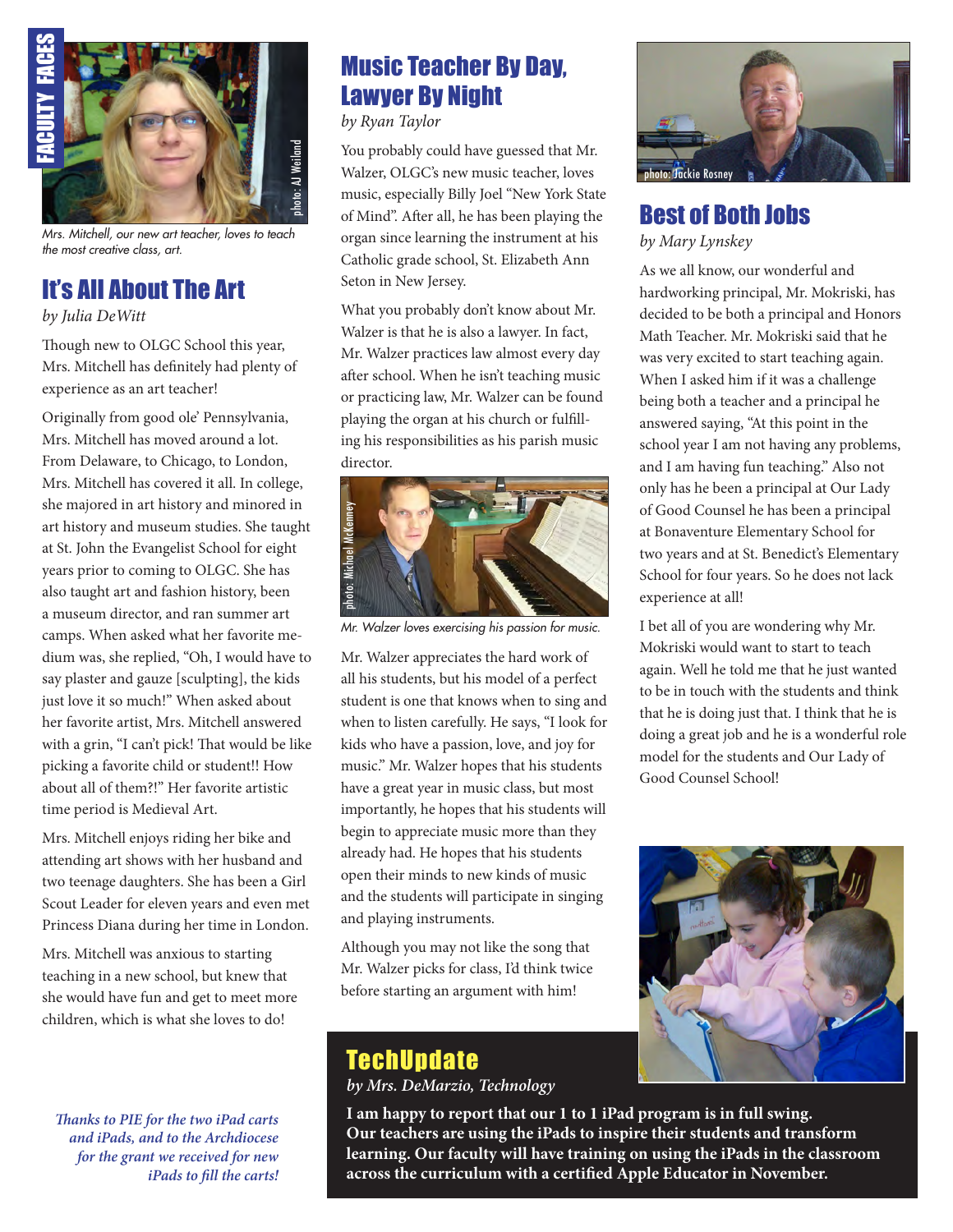FACULTY FACES

*Mrs. Mitchell, our new art teacher, loves to teach the most creative class, art.*

## It's All About The Art

*by Julia DeWitt*

Though new to OLGC School this year, Mrs. Mitchell has definitely had plenty of experience as an art teacher!

Originally from good ole' Pennsylvania, Mrs. Mitchell has moved around a lot. From Delaware, to Chicago, to London, Mrs. Mitchell has covered it all. In college, she majored in art history and minored in art history and museum studies. She taught at St. John the Evangelist School for eight years prior to coming to OLGC. She has also taught art and fashion history, been a museum director, and ran summer art camps. When asked what her favorite medium was, she replied, "Oh, I would have to say plaster and gauze [sculpting], the kids just love it so much!" When asked about her favorite artist, Mrs. Mitchell answered with a grin, "I can't pick! That would be like picking a favorite child or student!! How about all of them?!" Her favorite artistic time period is Medieval Art.

Mrs. Mitchell enjoys riding her bike and attending art shows with her husband and two teenage daughters. She has been a Girl Scout Leader for eleven years and even met Princess Diana during her time in London.

Mrs. Mitchell was anxious to starting teaching in a new school, but knew that she would have fun and get to meet more children, which is what she loves to do!

## Music Teacher By Day, Lawyer By Night

*by Ryan Taylor*

You probably could have guessed that Mr. Walzer, OLGC's new music teacher, loves music, especially Billy Joel "New York State of Mind". After all, he has been playing the organ since learning the instrument at his Catholic grade school, St. Elizabeth Ann Seton in New Jersey.

What you probably don't know about Mr. Walzer is that he is also a lawyer. In fact, Mr. Walzer practices law almost every day after school. When he isn't teaching music or practicing law, Mr. Walzer can be found playing the organ at his church or fulfilling his responsibilities as his parish music director.

*Mr. Walzer loves exercising his passion for music.*

Mr. Walzer appreciates the hard work of all his students, but his model of a perfect student is one that knows when to sing and when to listen carefully. He says, "I look for kids who have a passion, love, and joy for music." Mr. Walzer hopes that his students have a great year in music class, but most importantly, he hopes that his students will begin to appreciate music more than they already had. He hopes that his students open their minds to new kinds of music and the students will participate in singing and playing instruments.

Although you may not like the song that Mr. Walzer picks for class, I'd think twice before starting an argument with him!

## Best of Both Jobs

*by Mary Lynskey*

As we all know, our wonderful and hardworking principal, Mr. Mokriski, has decided to be both a principal and Honors Math Teacher. Mr. Mokriski said that he was very excited to start teaching again. When I asked him if it was a challenge being both a teacher and a principal he answered saying, "At this point in the school year I am not having any problems, and I am having fun teaching." Also not only has he been a principal at Our Lady of Good Counsel he has been a principal at Bonaventure Elementary School for two years and at St. Benedict's Elementary School for four years. So he does not lack experience at all!

I bet all of you are wondering why Mr. Mokriski would want to start to teach again. Well he told me that he just wanted to be in touch with the students and think that he is doing just that. I think that he is doing a great job and he is a wonderful role model for the students and Our Lady of Good Counsel School!

## TechUpdate

*by Mrs. DeMarzio, Technology*

**I am happy to report that our 1 to 1 iPad program is in full swing. Our teachers are using the iPads to inspire their students and transform learning. Our faculty will have training on using the iPads in the classroom across the curriculum with a certified Apple Educator in November.**

***Thanks to PIE for the two iPad carts and iPads, and to the Archdiocese for the grant we received for new iPads to fill the carts!***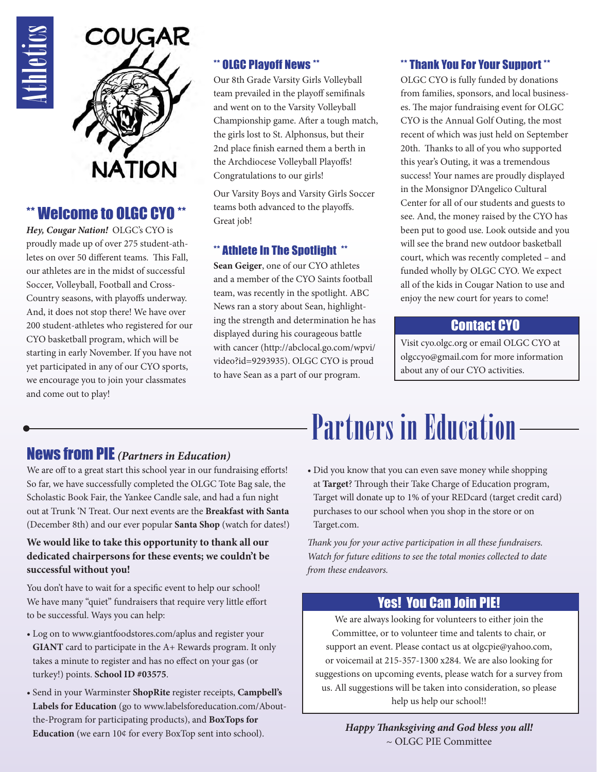# Athletics

COUGAR NATION

## ** Welcome to OLGC CYO **

***Hey, Cougar Nation!*** OLGC's CYO is proudly made up of over 275 student-athletes on over 50 different teams. This Fall, our athletes are in the midst of successful Soccer, Volleyball, Football and Cross-Country seasons, with playoffs underway. And, it does not stop there! We have over 200 student-athletes who registered for our CYO basketball program, which will be starting in early November. If you have not yet participated in any of our CYO sports, we encourage you to join your classmates and come out to play!

## ** OLGC Playoff News **

Our 8th Grade Varsity Girls Volleyball team prevailed in the playoff semifinals and went on to the Varsity Volleyball Championship game. After a tough match, the girls lost to St. Alphonsus, but their 2nd place finish earned them a berth in the Archdiocese Volleyball Playoffs! Congratulations to our girls!

Our Varsity Boys and Varsity Girls Soccer teams both advanced to the playoffs. Great job!

## ** Athlete In The Spotlight **

**Sean Geiger**, one of our CYO athletes and a member of the CYO Saints football team, was recently in the spotlight. ABC News ran a story about Sean, highlighting the strength and determination he has displayed during his courageous battle with cancer (http://abclocal.go.com/wpvi/video?id=9293935). OLGC CYO is proud to have Sean as a part of our program.

## ** Thank You For Your Support **

OLGC CYO is fully funded by donations from families, sponsors, and local businesses. The major fundraising event for OLGC CYO is the Annual Golf Outing, the most recent of which was just held on September 20th. Thanks to all of you who supported this year's Outing, it was a tremendous success! Your names are proudly displayed in the Monsignor D'Angelico Cultural Center for all of our students and guests to see. And, the money raised by the CYO has been put to good use. Look outside and you will see the brand new outdoor basketball court, which was recently completed – and funded wholly by OLGC CYO. We expect all of the kids in Cougar Nation to use and enjoy the new court for years to come!

## Contact CYO

Visit cyo.olgc.org or email OLGC CYO at olgccyo@gmail.com for more information about any of our CYO activities.

# Partners in Education

## News from PIE *(Partners in Education)*

We are off to a great start this school year in our fundraising efforts! So far, we have successfully completed the OLGC Tote Bag sale, the Scholastic Book Fair, the Yankee Candle sale, and had a fun night out at Trunk 'N Treat. Our next events are the **Breakfast with Santa** (December 8th) and our ever popular **Santa Shop** (watch for dates!)

**We would like to take this opportunity to thank all our dedicated chairpersons for these events; we couldn't be successful without you!**

You don't have to wait for a specific event to help our school! We have many "quiet" fundraisers that require very little effort to be successful. Ways you can help:

- Log on to www.giantfoodstores.com/aplus and register your **GIANT** card to participate in the A+ Rewards program. It only takes a minute to register and has no effect on your gas (or turkey!) points. **School ID #03575**.
- Send in your Warminster **ShopRite** register receipts, **Campbell's Labels for Education** (go to www.labelsforeducation.com/About-the-Program for participating products), and **BoxTops for Education** (we earn 10¢ for every BoxTop sent into school).
- Did you know that you can even save money while shopping at **Target**? Through their Take Charge of Education program, Target will donate up to 1% of your REDcard (target credit card) purchases to our school when you shop in the store or on Target.com.

*Thank you for your active participation in all these fundraisers. Watch for future editions to see the total monies collected to date from these endeavors.*

## Yes! You Can Join PIE!

We are always looking for volunteers to either join the Committee, or to volunteer time and talents to chair, or support an event. Please contact us at olgcpie@yahoo.com, or voicemail at 215-357-1300 x284. We are also looking for suggestions on upcoming events, please watch for a survey from us. All suggestions will be taken into consideration, so please help us help our school!!

***Happy Thanksgiving and God bless you all!***
~ OLGC PIE Committee